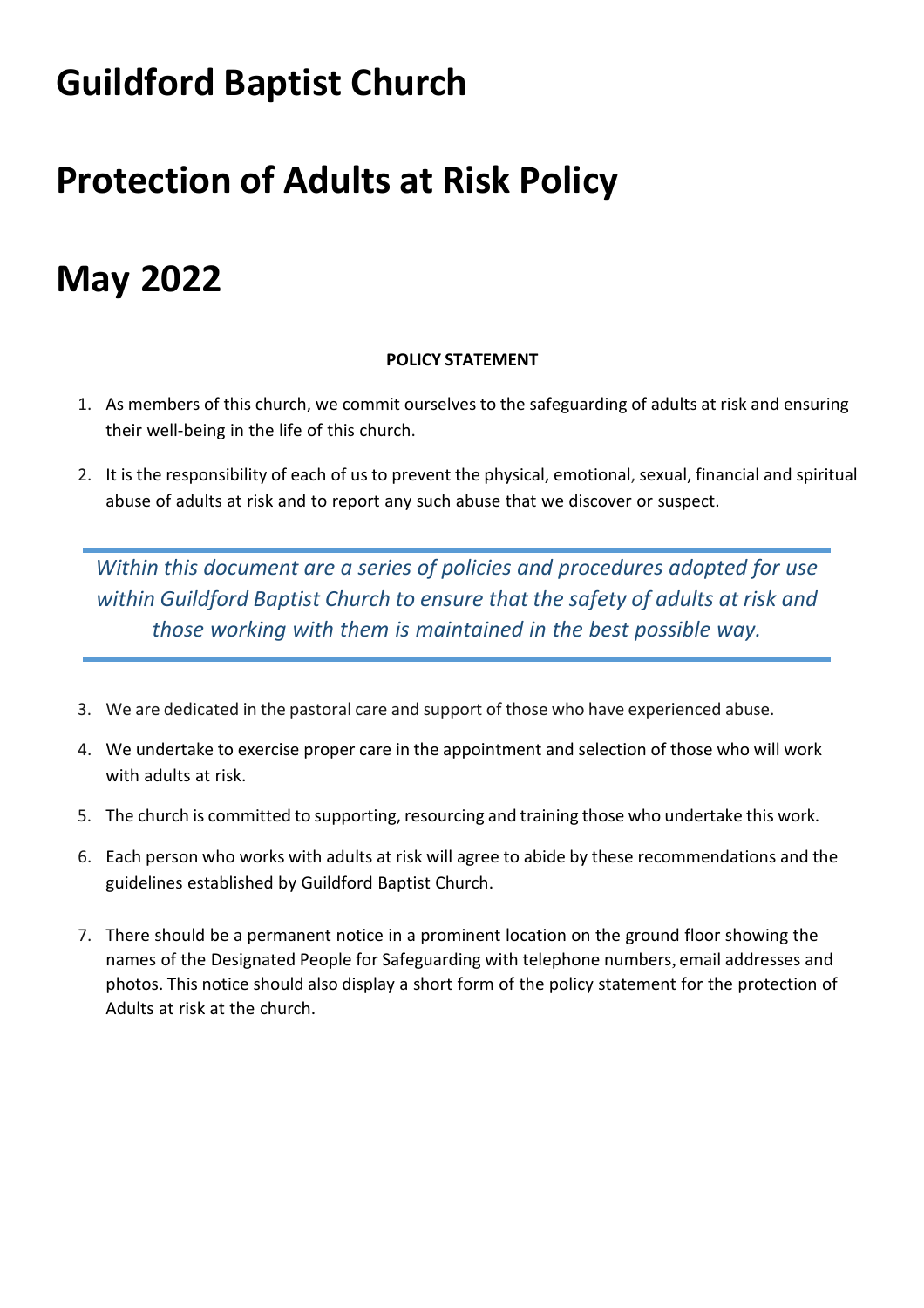# Guildford Baptist Church

# Protection of Adults at Risk Policy

# May 2022

**POLICY STATEMENT**

1. As members of this church, we commit ourselves to the safeguarding of adults at risk and ensuring their well-being in the life of this church.
2. It is the responsibility of each of us to prevent the physical, emotional, sexual, financial and spiritual abuse of adults at risk and to report any such abuse that we discover or suspect.

*Within this document are a series of policies and procedures adopted for use within Guildford Baptist Church to ensure that the safety of adults at risk and those working with them is maintained in the best possible way.*

3. We are dedicated in the pastoral care and support of those who have experienced abuse.
4. We undertake to exercise proper care in the appointment and selection of those who will work with adults at risk.
5. The church is committed to supporting, resourcing and training those who undertake this work.
6. Each person who works with adults at risk will agree to abide by these recommendations and the guidelines established by Guildford Baptist Church.
7. There should be a permanent notice in a prominent location on the ground floor showing the names of the Designated People for Safeguarding with telephone numbers, email addresses and photos. This notice should also display a short form of the policy statement for the protection of Adults at risk at the church.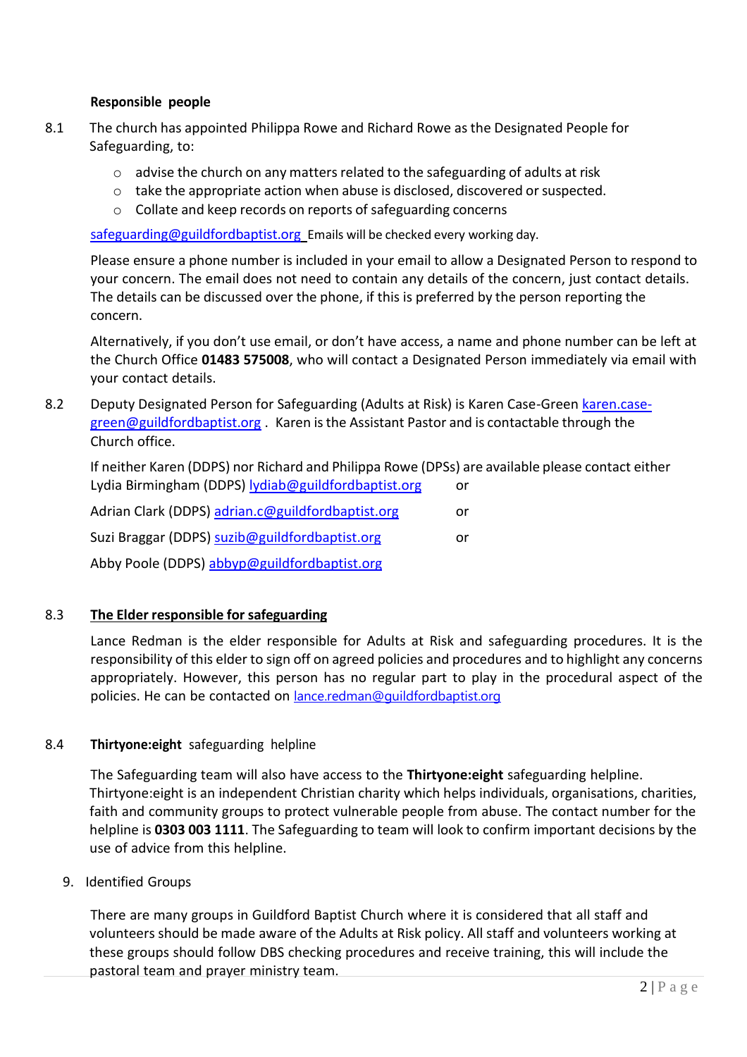**Responsible people**

8.1 The church has appointed Philippa Rowe and Richard Rowe as the Designated People for Safeguarding, to:

- advise the church on any matters related to the safeguarding of adults at risk
- take the appropriate action when abuse is disclosed, discovered or suspected.
- Collate and keep records on reports of safeguarding concerns

safeguarding@guildfordbaptist.org Emails will be checked every working day.

Please ensure a phone number is included in your email to allow a Designated Person to respond to your concern. The email does not need to contain any details of the concern, just contact details. The details can be discussed over the phone, if this is preferred by the person reporting the concern.

Alternatively, if you don't use email, or don't have access, a name and phone number can be left at the Church Office **01483 575008**, who will contact a Designated Person immediately via email with your contact details.

8.2 Deputy Designated Person for Safeguarding (Adults at Risk) is Karen Case-Green karen.case-green@guildfordbaptist.org . Karen is the Assistant Pastor and is contactable through the Church office.

If neither Karen (DDPS) nor Richard and Philippa Rowe (DPSs) are available please contact either Lydia Birmingham (DDPS) lydiab@guildfordbaptist.org or

Adrian Clark (DDPS) adrian.c@guildfordbaptist.org or

Suzi Braggar (DDPS) suzib@guildfordbaptist.org or

Abby Poole (DDPS) abbyp@guildfordbaptist.org

8.3 **The Elder responsible for safeguarding**

Lance Redman is the elder responsible for Adults at Risk and safeguarding procedures. It is the responsibility of this elder to sign off on agreed policies and procedures and to highlight any concerns appropriately. However, this person has no regular part to play in the procedural aspect of the policies. He can be contacted on lance.redman@guildfordbaptist.org

8.4 **Thirtyone:eight** safeguarding helpline

The Safeguarding team will also have access to the **Thirtyone:eight** safeguarding helpline. Thirtyone:eight is an independent Christian charity which helps individuals, organisations, charities, faith and community groups to protect vulnerable people from abuse. The contact number for the helpline is **0303 003 1111**. The Safeguarding to team will look to confirm important decisions by the use of advice from this helpline.

9. Identified Groups

There are many groups in Guildford Baptist Church where it is considered that all staff and volunteers should be made aware of the Adults at Risk policy. All staff and volunteers working at these groups should follow DBS checking procedures and receive training, this will include the pastoral team and prayer ministry team.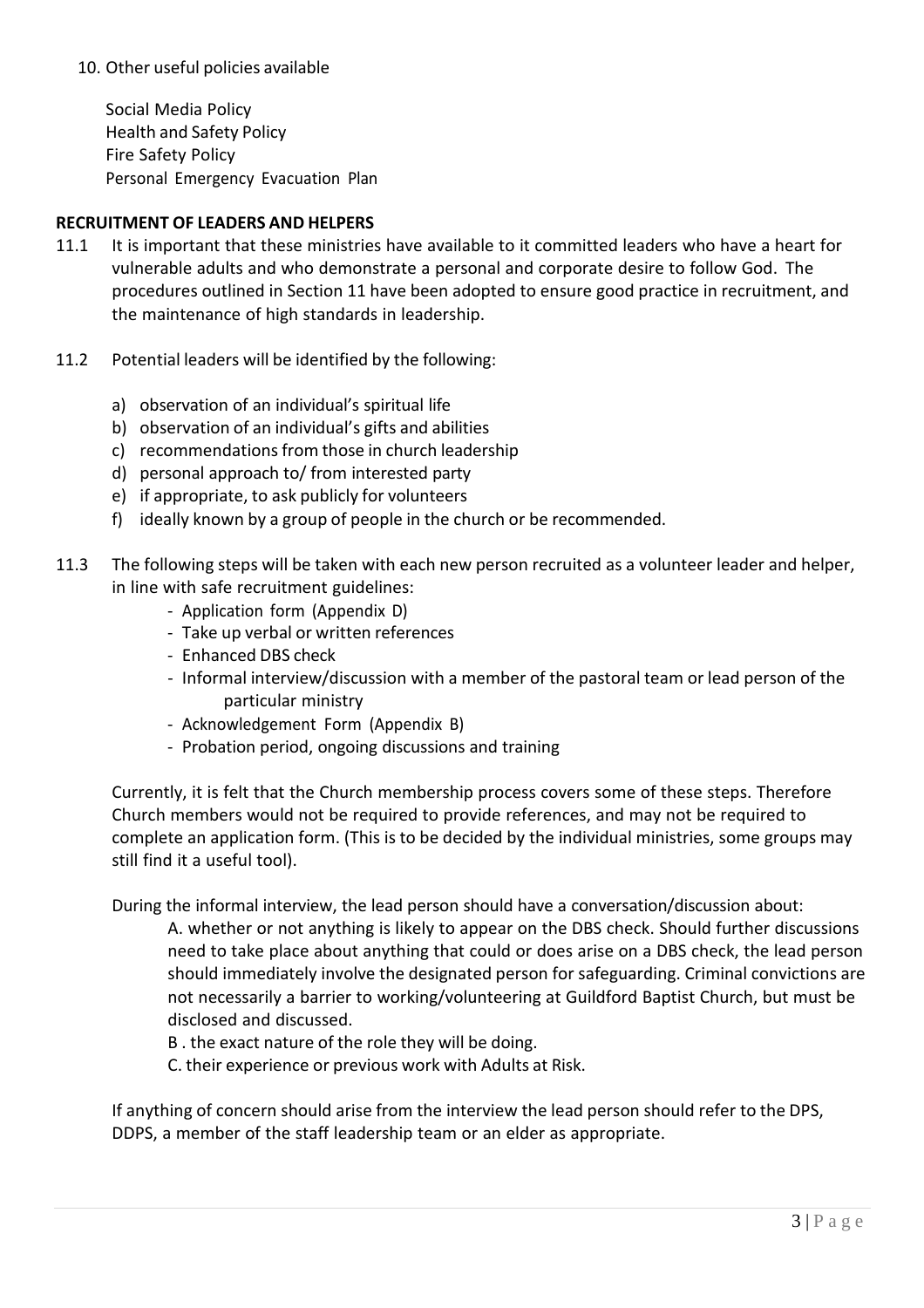10. Other useful policies available

    Social Media Policy
    Health and Safety Policy
    Fire Safety Policy
    Personal Emergency Evacuation Plan

**RECRUITMENT OF LEADERS AND HELPERS**

11.1 It is important that these ministries have available to it committed leaders who have a heart for vulnerable adults and who demonstrate a personal and corporate desire to follow God. The procedures outlined in Section 11 have been adopted to ensure good practice in recruitment, and the maintenance of high standards in leadership.

11.2 Potential leaders will be identified by the following:

a) observation of an individual's spiritual life
b) observation of an individual's gifts and abilities
c) recommendations from those in church leadership
d) personal approach to/ from interested party
e) if appropriate, to ask publicly for volunteers
f) ideally known by a group of people in the church or be recommended.

11.3 The following steps will be taken with each new person recruited as a volunteer leader and helper, in line with safe recruitment guidelines:

- Application form (Appendix D)
- Take up verbal or written references
- Enhanced DBS check
- Informal interview/discussion with a member of the pastoral team or lead person of the particular ministry
- Acknowledgement Form (Appendix B)
- Probation period, ongoing discussions and training

Currently, it is felt that the Church membership process covers some of these steps. Therefore Church members would not be required to provide references, and may not be required to complete an application form. (This is to be decided by the individual ministries, some groups may still find it a useful tool).

During the informal interview, the lead person should have a conversation/discussion about:

A. whether or not anything is likely to appear on the DBS check. Should further discussions need to take place about anything that could or does arise on a DBS check, the lead person should immediately involve the designated person for safeguarding. Criminal convictions are not necessarily a barrier to working/volunteering at Guildford Baptist Church, but must be disclosed and discussed.

B . the exact nature of the role they will be doing.

C. their experience or previous work with Adults at Risk.

If anything of concern should arise from the interview the lead person should refer to the DPS, DDPS, a member of the staff leadership team or an elder as appropriate.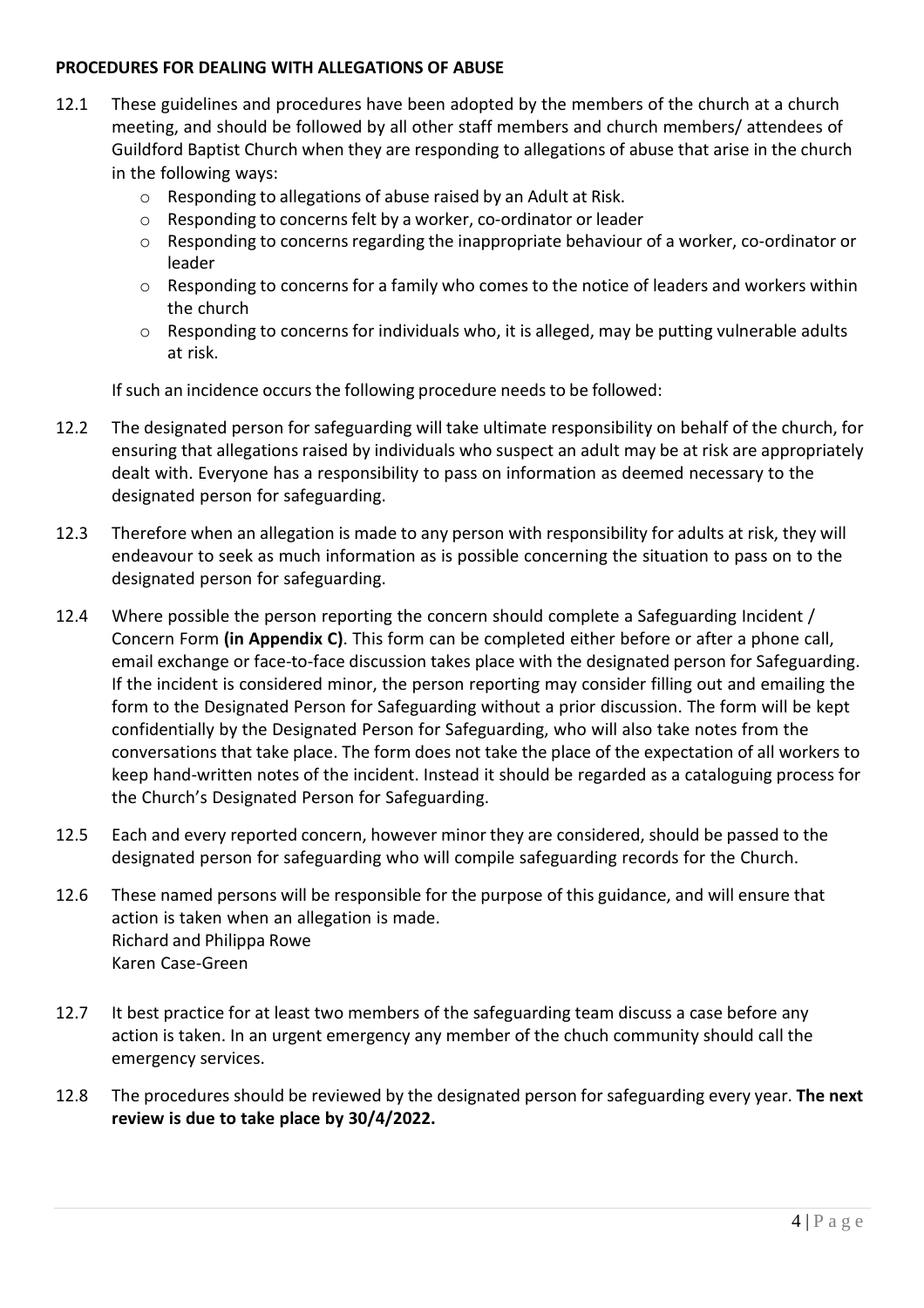**PROCEDURES FOR DEALING WITH ALLEGATIONS OF ABUSE**

12.1 These guidelines and procedures have been adopted by the members of the church at a church meeting, and should be followed by all other staff members and church members/ attendees of Guildford Baptist Church when they are responding to allegations of abuse that arise in the church in the following ways:

- Responding to allegations of abuse raised by an Adult at Risk.
- Responding to concerns felt by a worker, co-ordinator or leader
- Responding to concerns regarding the inappropriate behaviour of a worker, co-ordinator or leader
- Responding to concerns for a family who comes to the notice of leaders and workers within the church
- Responding to concerns for individuals who, it is alleged, may be putting vulnerable adults at risk.

If such an incidence occurs the following procedure needs to be followed:

12.2 The designated person for safeguarding will take ultimate responsibility on behalf of the church, for ensuring that allegations raised by individuals who suspect an adult may be at risk are appropriately dealt with. Everyone has a responsibility to pass on information as deemed necessary to the designated person for safeguarding.

12.3 Therefore when an allegation is made to any person with responsibility for adults at risk, they will endeavour to seek as much information as is possible concerning the situation to pass on to the designated person for safeguarding.

12.4 Where possible the person reporting the concern should complete a Safeguarding Incident / Concern Form **(in Appendix C)**. This form can be completed either before or after a phone call, email exchange or face-to-face discussion takes place with the designated person for Safeguarding. If the incident is considered minor, the person reporting may consider filling out and emailing the form to the Designated Person for Safeguarding without a prior discussion. The form will be kept confidentially by the Designated Person for Safeguarding, who will also take notes from the conversations that take place. The form does not take the place of the expectation of all workers to keep hand-written notes of the incident. Instead it should be regarded as a cataloguing process for the Church's Designated Person for Safeguarding.

12.5 Each and every reported concern, however minor they are considered, should be passed to the designated person for safeguarding who will compile safeguarding records for the Church.

12.6 These named persons will be responsible for the purpose of this guidance, and will ensure that action is taken when an allegation is made.
Richard and Philippa Rowe
Karen Case-Green

12.7 It best practice for at least two members of the safeguarding team discuss a case before any action is taken. In an urgent emergency any member of the chuch community should call the emergency services.

12.8 The procedures should be reviewed by the designated person for safeguarding every year. **The next review is due to take place by 30/4/2022.**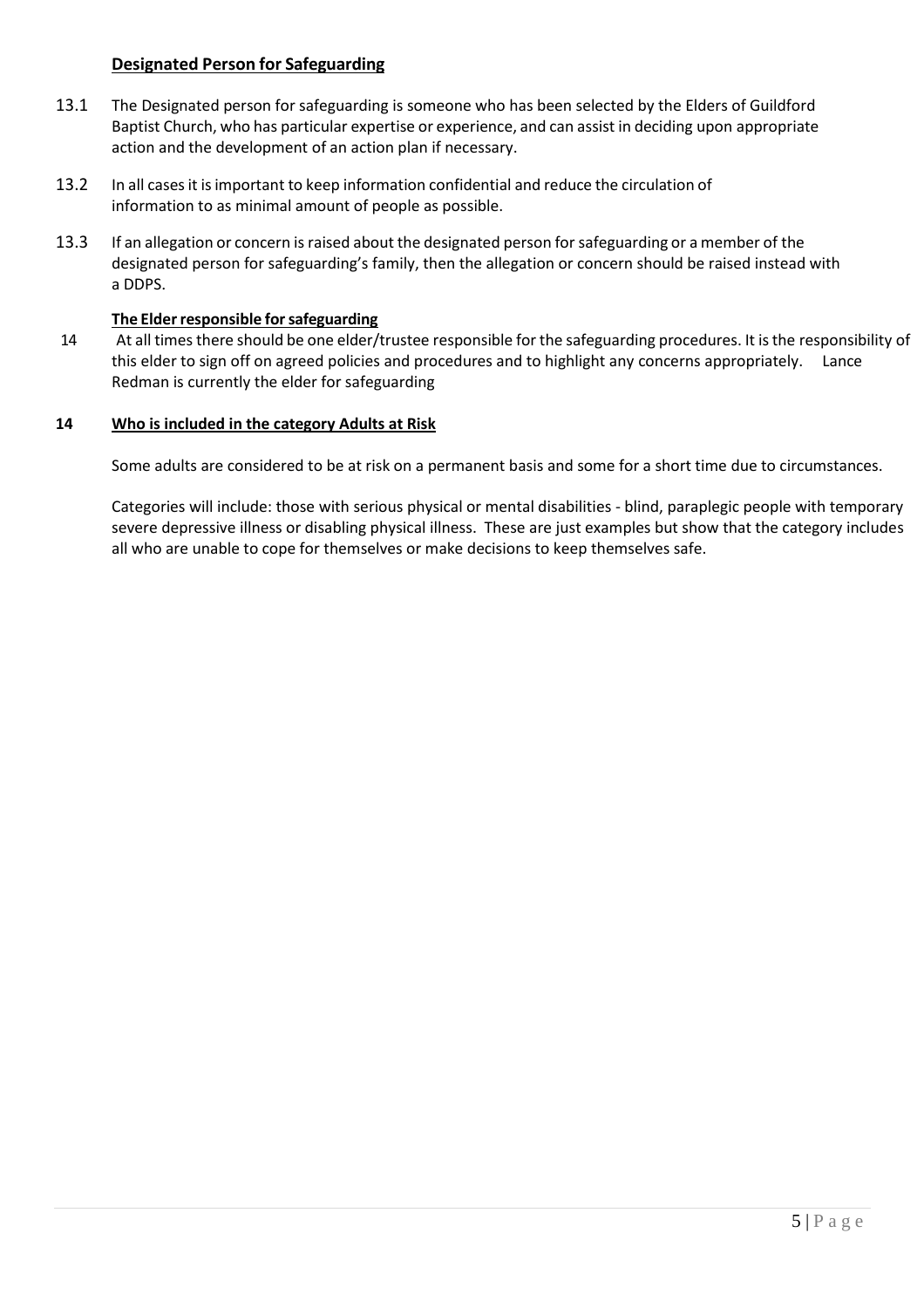## Designated Person for Safeguarding

13.1 The Designated person for safeguarding is someone who has been selected by the Elders of Guildford Baptist Church, who has particular expertise or experience, and can assist in deciding upon appropriate action and the development of an action plan if necessary.

13.2 In all cases it is important to keep information confidential and reduce the circulation of information to as minimal amount of people as possible.

13.3 If an allegation or concern is raised about the designated person for safeguarding or a member of the designated person for safeguarding's family, then the allegation or concern should be raised instead with a DDPS.

## The Elder responsible for safeguarding

14 At all times there should be one elder/trustee responsible for the safeguarding procedures. It is the responsibility of this elder to sign off on agreed policies and procedures and to highlight any concerns appropriately. Lance Redman is currently the elder for safeguarding

## 14 Who is included in the category Adults at Risk

Some adults are considered to be at risk on a permanent basis and some for a short time due to circumstances.

Categories will include: those with serious physical or mental disabilities - blind, paraplegic people with temporary severe depressive illness or disabling physical illness. These are just examples but show that the category includes all who are unable to cope for themselves or make decisions to keep themselves safe.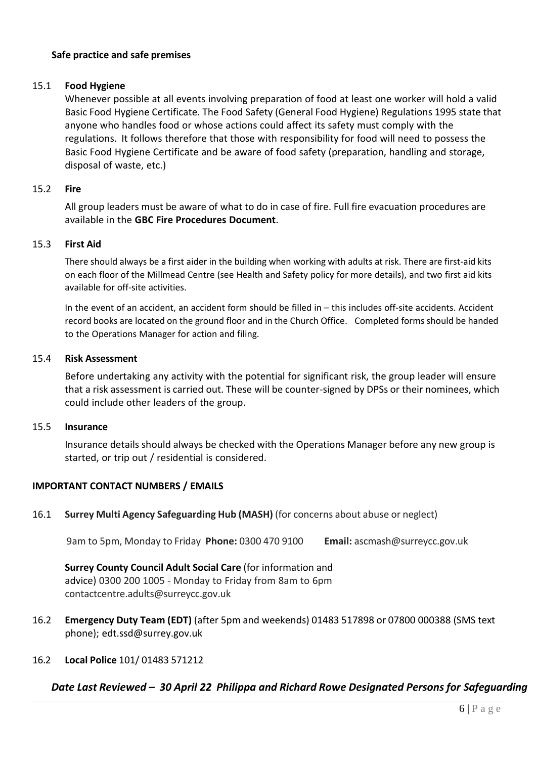**Safe practice and safe premises**

15.1 **Food Hygiene**

Whenever possible at all events involving preparation of food at least one worker will hold a valid Basic Food Hygiene Certificate. The Food Safety (General Food Hygiene) Regulations 1995 state that anyone who handles food or whose actions could affect its safety must comply with the regulations. It follows therefore that those with responsibility for food will need to possess the Basic Food Hygiene Certificate and be aware of food safety (preparation, handling and storage, disposal of waste, etc.)

15.2 **Fire**

All group leaders must be aware of what to do in case of fire. Full fire evacuation procedures are available in the **GBC Fire Procedures Document**.

15.3 **First Aid**

There should always be a first aider in the building when working with adults at risk. There are first-aid kits on each floor of the Millmead Centre (see Health and Safety policy for more details), and two first aid kits available for off-site activities.

In the event of an accident, an accident form should be filled in – this includes off-site accidents. Accident record books are located on the ground floor and in the Church Office. Completed forms should be handed to the Operations Manager for action and filing.

15.4 **Risk Assessment**

Before undertaking any activity with the potential for significant risk, the group leader will ensure that a risk assessment is carried out. These will be counter-signed by DPSs or their nominees, which could include other leaders of the group.

15.5 **Insurance**

Insurance details should always be checked with the Operations Manager before any new group is started, or trip out / residential is considered.

**IMPORTANT CONTACT NUMBERS / EMAILS**

16.1 **Surrey Multi Agency Safeguarding Hub (MASH)** (for concerns about abuse or neglect)

9am to 5pm, Monday to Friday **Phone:** 0300 470 9100 **Email:** ascmash@surreycc.gov.uk

**Surrey County Council Adult Social Care** (for information and advice) 0300 200 1005 - Monday to Friday from 8am to 6pm contactcentre.adults@surreycc.gov.uk

16.2 **Emergency Duty Team (EDT)** (after 5pm and weekends) 01483 517898 or 07800 000388 (SMS text phone); edt.ssd@surrey.gov.uk

16.2 **Local Police** 101/ 01483 571212

***Date Last Reviewed – 30 April 22 Philippa and Richard Rowe Designated Persons for Safeguarding***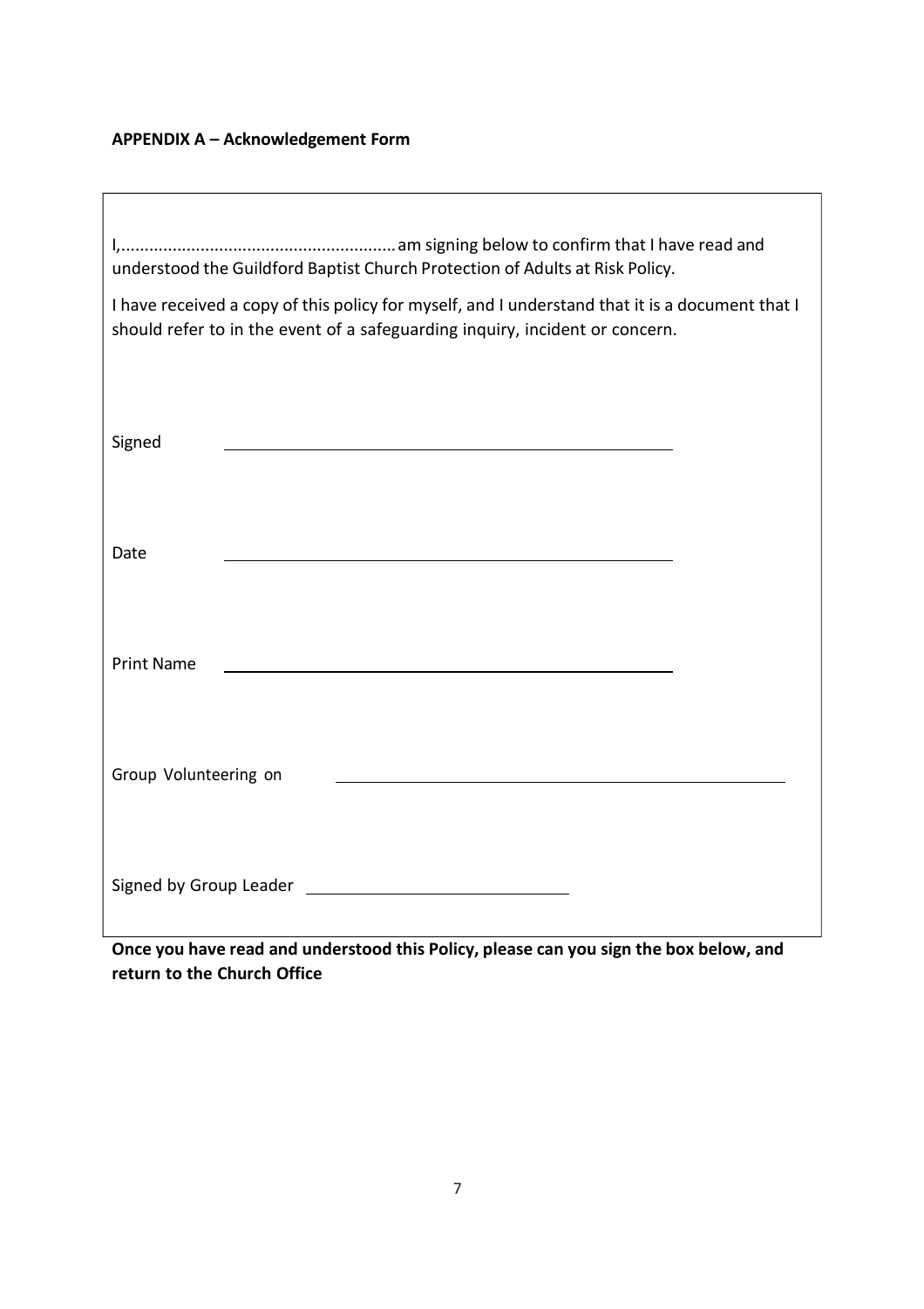**APPENDIX A – Acknowledgement Form**

I,.......................................................... am signing below to confirm that I have read and understood the Guildford Baptist Church Protection of Adults at Risk Policy.

I have received a copy of this policy for myself, and I understand that it is a document that I should refer to in the event of a safeguarding inquiry, incident or concern.

Signed ______________________________

Date ______________________________

Print Name ______________________________

Group Volunteering on ______________________________

Signed by Group Leader ______________________

**Once you have read and understood this Policy, please can you sign the box below, and return to the Church Office**